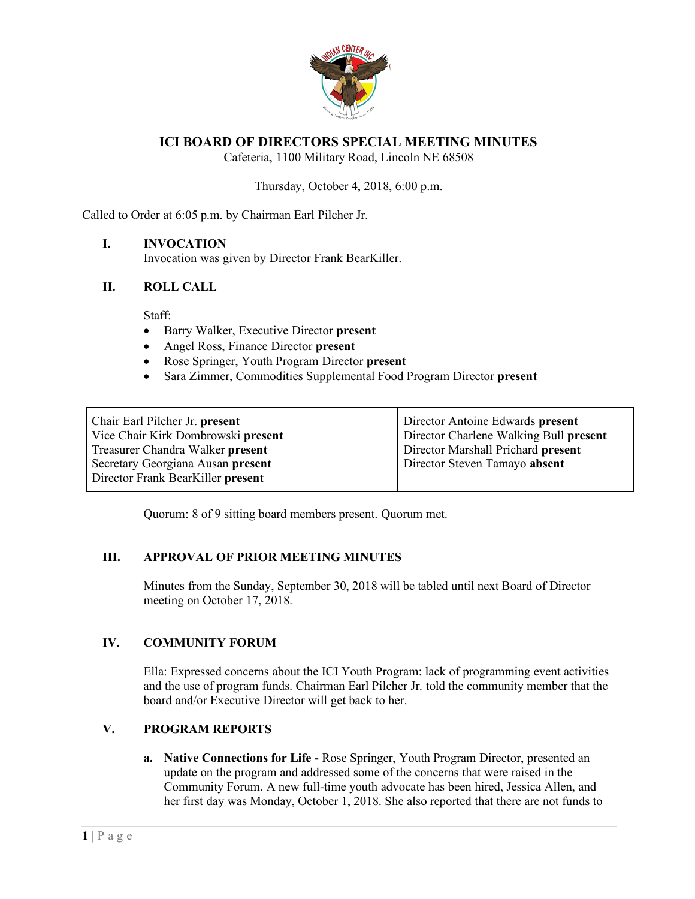# ICI BOARD OF DIRECTORS SPECIAL MEETING MINUTES

Cafeteria, 1100 Military Road, Lincoln NE 68508

Thursday, October 4, 2018, 6:00 p.m.

Called to Order at 6:05 p.m. by Chairman Earl Pilcher Jr.

## I. INVOCATION

Invocation was given by Director Frank BearKiller.

## II. ROLL CALL

Staff:

- Barry Walker, Executive Director **present**
- Angel Ross, Finance Director **present**
- Rose Springer, Youth Program Director **present**
- Sara Zimmer, Commodities Supplemental Food Program Director **present**

| | |
|---|---|
| Chair Earl Pilcher Jr. **present** | Director Antoine Edwards **present** |
| Vice Chair Kirk Dombrowski **present** | Director Charlene Walking Bull **present** |
| Treasurer Chandra Walker **present** | Director Marshall Prichard **present** |
| Secretary Georgiana Ausan **present** | Director Steven Tamayo **absent** |
| Director Frank BearKiller **present** | |

Quorum: 8 of 9 sitting board members present. Quorum met.

## III. APPROVAL OF PRIOR MEETING MINUTES

Minutes from the Sunday, September 30, 2018 will be tabled until next Board of Director meeting on October 17, 2018.

## IV. COMMUNITY FORUM

Ella: Expressed concerns about the ICI Youth Program: lack of programming event activities and the use of program funds. Chairman Earl Pilcher Jr. told the community member that the board and/or Executive Director will get back to her.

## V. PROGRAM REPORTS

**a. Native Connections for Life -** Rose Springer, Youth Program Director, presented an update on the program and addressed some of the concerns that were raised in the Community Forum. A new full-time youth advocate has been hired, Jessica Allen, and her first day was Monday, October 1, 2018. She also reported that there are not funds to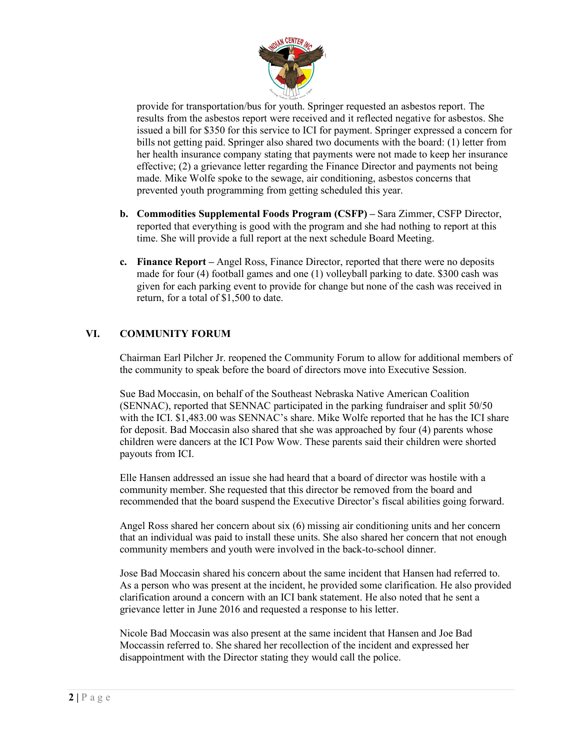provide for transportation/bus for youth. Springer requested an asbestos report. The results from the asbestos report were received and it reflected negative for asbestos. She issued a bill for $350 for this service to ICI for payment. Springer expressed a concern for bills not getting paid. Springer also shared two documents with the board: (1) letter from her health insurance company stating that payments were not made to keep her insurance effective; (2) a grievance letter regarding the Finance Director and payments not being made. Mike Wolfe spoke to the sewage, air conditioning, asbestos concerns that prevented youth programming from getting scheduled this year.

b. **Commodities Supplemental Foods Program (CSFP) –** Sara Zimmer, CSFP Director, reported that everything is good with the program and she had nothing to report at this time. She will provide a full report at the next schedule Board Meeting.

c. **Finance Report –** Angel Ross, Finance Director, reported that there were no deposits made for four (4) football games and one (1) volleyball parking to date. $300 cash was given for each parking event to provide for change but none of the cash was received in return, for a total of $1,500 to date.

## VI. COMMUNITY FORUM

Chairman Earl Pilcher Jr. reopened the Community Forum to allow for additional members of the community to speak before the board of directors move into Executive Session.

Sue Bad Moccasin, on behalf of the Southeast Nebraska Native American Coalition (SENNAC), reported that SENNAC participated in the parking fundraiser and split 50/50 with the ICI. $1,483.00 was SENNAC's share. Mike Wolfe reported that he has the ICI share for deposit. Bad Moccasin also shared that she was approached by four (4) parents whose children were dancers at the ICI Pow Wow. These parents said their children were shorted payouts from ICI.

Elle Hansen addressed an issue she had heard that a board of director was hostile with a community member. She requested that this director be removed from the board and recommended that the board suspend the Executive Director's fiscal abilities going forward.

Angel Ross shared her concern about six (6) missing air conditioning units and her concern that an individual was paid to install these units. She also shared her concern that not enough community members and youth were involved in the back-to-school dinner.

Jose Bad Moccasin shared his concern about the same incident that Hansen had referred to. As a person who was present at the incident, he provided some clarification. He also provided clarification around a concern with an ICI bank statement. He also noted that he sent a grievance letter in June 2016 and requested a response to his letter.

Nicole Bad Moccasin was also present at the same incident that Hansen and Joe Bad Moccassin referred to. She shared her recollection of the incident and expressed her disappointment with the Director stating they would call the police.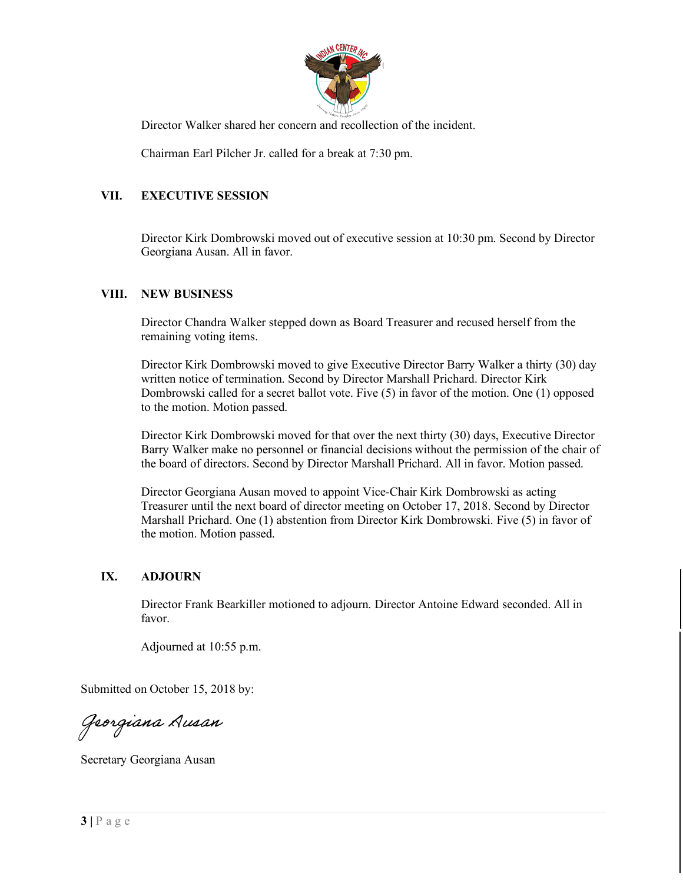Director Walker shared her concern and recollection of the incident.

Chairman Earl Pilcher Jr. called for a break at 7:30 pm.

## VII. EXECUTIVE SESSION

Director Kirk Dombrowski moved out of executive session at 10:30 pm. Second by Director Georgiana Ausan. All in favor.

## VIII. NEW BUSINESS

Director Chandra Walker stepped down as Board Treasurer and recused herself from the remaining voting items.

Director Kirk Dombrowski moved to give Executive Director Barry Walker a thirty (30) day written notice of termination. Second by Director Marshall Prichard. Director Kirk Dombrowski called for a secret ballot vote. Five (5) in favor of the motion. One (1) opposed to the motion. Motion passed.

Director Kirk Dombrowski moved for that over the next thirty (30) days, Executive Director Barry Walker make no personnel or financial decisions without the permission of the chair of the board of directors. Second by Director Marshall Prichard. All in favor. Motion passed.

Director Georgiana Ausan moved to appoint Vice-Chair Kirk Dombrowski as acting Treasurer until the next board of director meeting on October 17, 2018. Second by Director Marshall Prichard. One (1) abstention from Director Kirk Dombrowski. Five (5) in favor of the motion. Motion passed.

## IX. ADJOURN

Director Frank Bearkiller motioned to adjourn. Director Antoine Edward seconded. All in favor.

Adjourned at 10:55 p.m.

Submitted on October 15, 2018 by:

*Georgiana Ausan*

Secretary Georgiana Ausan